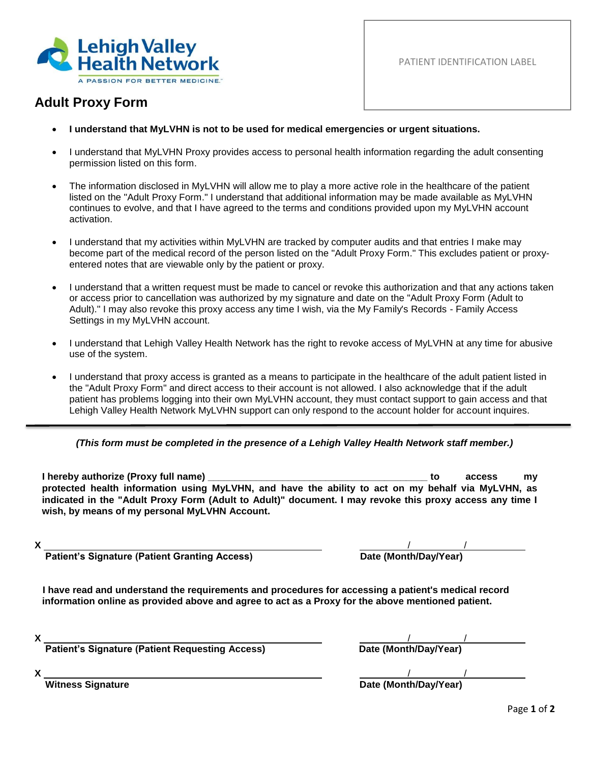Lehigh Valley Health Network

A PASSION FOR BETTER MEDICINE.

PATIENT IDENTIFICATION LABEL

# Adult Proxy Form

- **I understand that MyLVHN is not to be used for medical emergencies or urgent situations.**
- I understand that MyLVHN Proxy provides access to personal health information regarding the adult consenting permission listed on this form.
- The information disclosed in MyLVHN will allow me to play a more active role in the healthcare of the patient listed on the "Adult Proxy Form." I understand that additional information may be made available as MyLVHN continues to evolve, and that I have agreed to the terms and conditions provided upon my MyLVHN account activation.
- I understand that my activities within MyLVHN are tracked by computer audits and that entries I make may become part of the medical record of the person listed on the "Adult Proxy Form." This excludes patient or proxy-entered notes that are viewable only by the patient or proxy.
- I understand that a written request must be made to cancel or revoke this authorization and that any actions taken or access prior to cancellation was authorized by my signature and date on the "Adult Proxy Form (Adult to Adult)." I may also revoke this proxy access any time I wish, via the My Family's Records - Family Access Settings in my MyLVHN account.
- I understand that Lehigh Valley Health Network has the right to revoke access of MyLVHN at any time for abusive use of the system.
- I understand that proxy access is granted as a means to participate in the healthcare of the adult patient listed in the "Adult Proxy Form" and direct access to their account is not allowed. I also acknowledge that if the adult patient has problems logging into their own MyLVHN account, they must contact support to gain access and that Lehigh Valley Health Network MyLVHN support can only respond to the account holder for account inquires.

---

***(This form must be completed in the presence of a Lehigh Valley Health Network staff member.)***

**I hereby authorize (Proxy full name) ________________________________________ to access my protected health information using MyLVHN, and have the ability to act on my behalf via MyLVHN, as indicated in the "Adult Proxy Form (Adult to Adult)" document. I may revoke this proxy access any time I wish, by means of my personal MyLVHN Account.**

X ________________________________________ &nbsp;&nbsp;&nbsp; ______/______/______
**Patient's Signature (Patient Granting Access)** &nbsp;&nbsp;&nbsp; **Date (Month/Day/Year)**

**I have read and understand the requirements and procedures for accessing a patient's medical record information online as provided above and agree to act as a Proxy for the above mentioned patient.**

X ________________________________________ &nbsp;&nbsp;&nbsp; ______/______/______
**Patient's Signature (Patient Requesting Access)** &nbsp;&nbsp;&nbsp; **Date (Month/Day/Year)**

X ________________________________________ &nbsp;&nbsp;&nbsp; ______/______/______
**Witness Signature** &nbsp;&nbsp;&nbsp; **Date (Month/Day/Year)**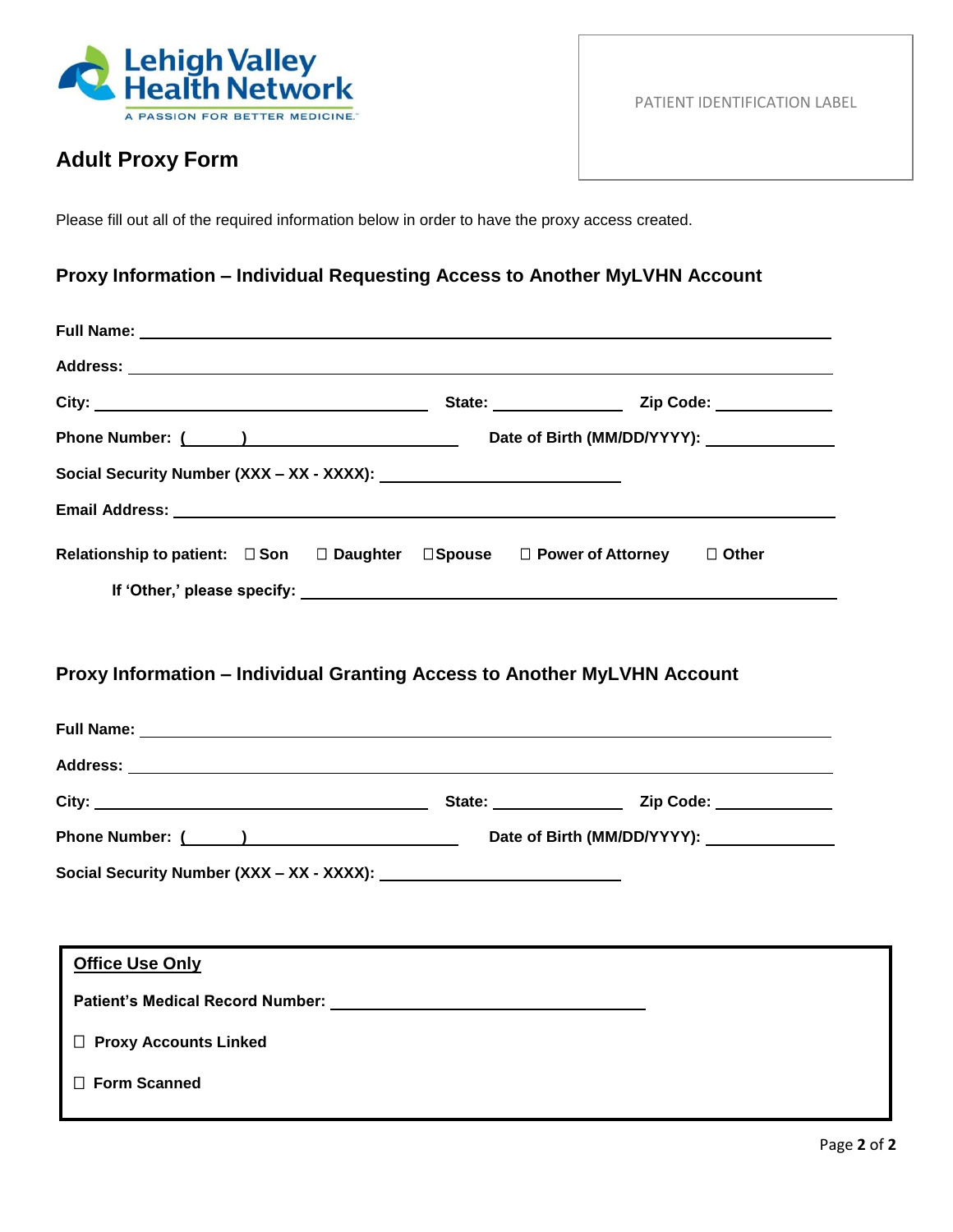Lehigh Valley Health Network

A PASSION FOR BETTER MEDICINE.

PATIENT IDENTIFICATION LABEL

# Adult Proxy Form

Please fill out all of the required information below in order to have the proxy access created.

## Proxy Information – Individual Requesting Access to Another MyLVHN Account

**Full Name:** ______________________________

**Address:** ______________________________

**City:** ______________ **State:** __________ **Zip Code:** __________

**Phone Number:** (______) ______________ **Date of Birth (MM/DD/YYYY):** __________

**Social Security Number (XXX – XX - XXXX):** ______________

**Email Address:** ______________________________

**Relationship to patient:** ☐ **Son** ☐ **Daughter** ☐ **Spouse** ☐ **Power of Attorney** ☐ **Other**

**If 'Other,' please specify:** ______________________________

## Proxy Information – Individual Granting Access to Another MyLVHN Account

**Full Name:** ______________________________

**Address:** ______________________________

**City:** ______________ **State:** __________ **Zip Code:** __________

**Phone Number:** (______) ______________ **Date of Birth (MM/DD/YYYY):** __________

**Social Security Number (XXX – XX - XXXX):** ______________

**Office Use Only**

**Patient's Medical Record Number:** ______________

☐ **Proxy Accounts Linked**

☐ **Form Scanned**